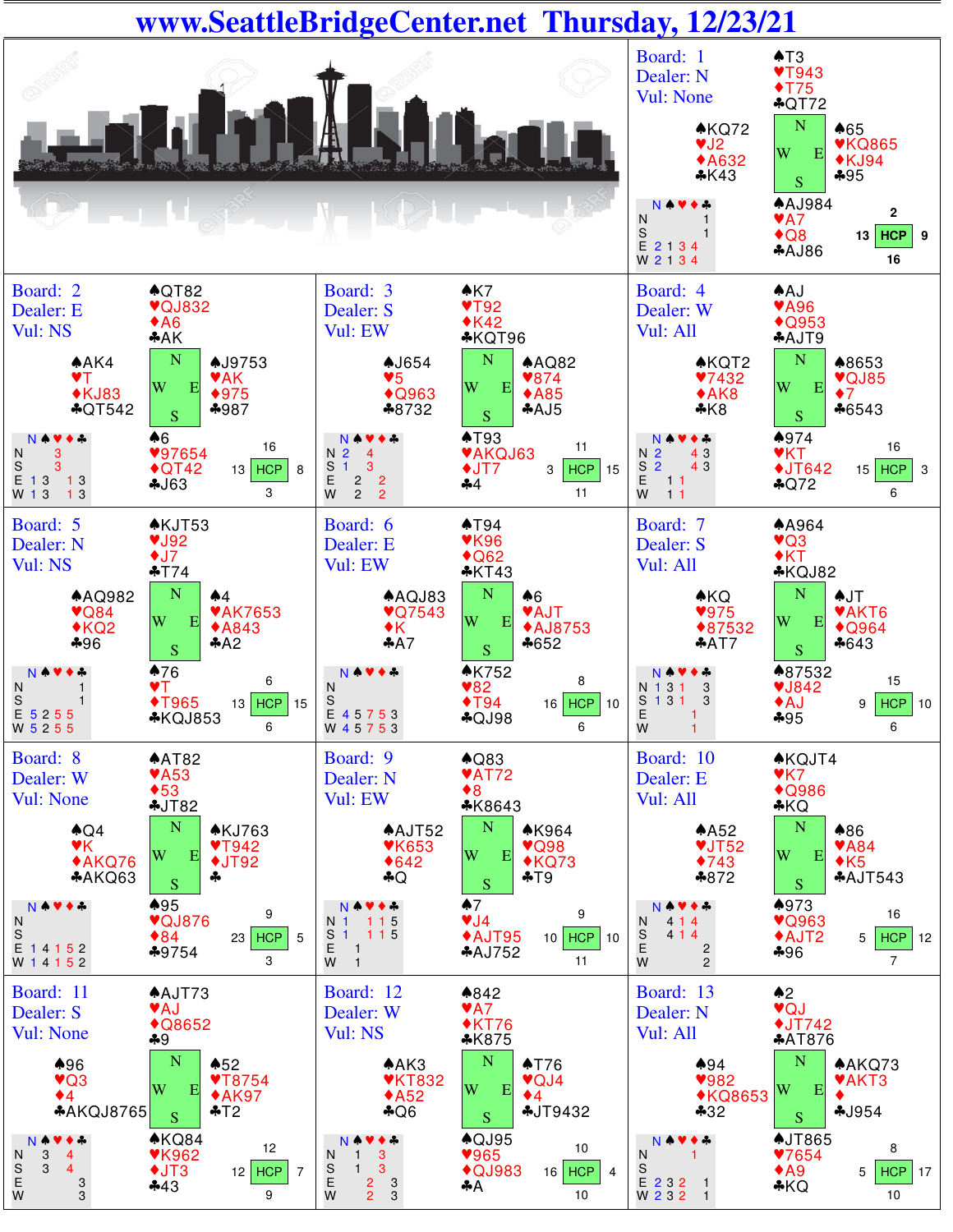# www.SeattleBridgeCenter.net Thursday, 12/23/21

## Board: 1
Dealer: N
Vul: None

North: ♠T3 ♥T943 ♦T75 ♣QT72
West: ♠KQ72 ♥J2 ♦A632 ♣K43
East: ♠65 ♥KQ865 ♦KJ94 ♣95
South: ♠AJ984 ♥A7 ♦Q8 ♣AJ86

| | NT | ♠ | ♥ | ♦ | ♣ |
|---|---|---|---|---|---|
| N | | | | | 1 |
| S | | | | | 1 |
| E | 2 | 1 | 3 | 4 | |
| W | 2 | 1 | 3 | 4 | |

HCP: N 2, W 13, E 9, S 16

## Board: 2
Dealer: E
Vul: NS

North: ♠QT82 ♥QJ832 ♦A6 ♣AK
West: ♠AK4 ♥T ♦KJ83 ♣QT542
East: ♠J9753 ♥AK ♦975 ♣987
South: ♠6 ♥97654 ♦QT42 ♣J63

| | NT | ♠ | ♥ | ♦ | ♣ |
|---|---|---|---|---|---|
| N | | | 3 | | |
| S | | | 3 | | |
| E | 1 | 3 | | 1 | 3 |
| W | 1 | 3 | | 1 | 3 |

HCP: N 16, W 13, E 8, S 3

## Board: 3
Dealer: S
Vul: EW

North: ♠K7 ♥T92 ♦K42 ♣KQT96
West: ♠J654 ♥5 ♦Q963 ♣8732
East: ♠AQ82 ♥874 ♦A85 ♣AJ5
South: ♠T93 ♥AKQJ63 ♦JT7 ♣4

| | NT | ♠ | ♥ | ♦ | ♣ |
|---|---|---|---|---|---|
| N | 2 | | 4 | | |
| S | 1 | | 3 | | |
| E | | 2 | | 2 | |
| W | | 2 | | 2 | |

HCP: N 11, W 3, E 15, S 11

## Board: 4
Dealer: W
Vul: All

North: ♠AJ ♥A96 ♦Q953 ♣AJT9
West: ♠KQT2 ♥7432 ♦AK8 ♣K8
East: ♠8653 ♥QJ85 ♦7 ♣6543
South: ♠974 ♥KT ♦JT642 ♣Q72

| | NT | ♠ | ♥ | ♦ | ♣ |
|---|---|---|---|---|---|
| N | 2 | | | 4 | 3 |
| S | 2 | | | 4 | 3 |
| E | | 1 | 1 | | |
| W | | 1 | 1 | | |

HCP: N 16, W 15, E 3, S 6

## Board: 5
Dealer: N
Vul: NS

North: ♠KJT53 ♥J92 ♦J7 ♣T74
West: ♠AQ982 ♥Q84 ♦KQ2 ♣96
East: ♠4 ♥AK7653 ♦A843 ♣A2
South: ♠76 ♥T ♦T965 ♣KQJ853

| | NT | ♠ | ♥ | ♦ | ♣ |
|---|---|---|---|---|---|
| N | | | | | 1 |
| S | | | | | 1 |
| E | 5 | 2 | 5 | 5 | |
| W | 5 | 2 | 5 | 5 | |

HCP: N 6, W 13, E 15, S 6

## Board: 6
Dealer: E
Vul: EW

North: ♠T94 ♥K96 ♦Q62 ♣KT43
West: ♠AQJ83 ♥Q7543 ♦K ♣A7
East: ♠6 ♥AJT ♦AJ8753 ♣652
South: ♠K752 ♥82 ♦T94 ♣QJ98

| | NT | ♠ | ♥ | ♦ | ♣ |
|---|---|---|---|---|---|
| N | | | | | |
| S | | | | | |
| E | 4 | 5 | 7 | 5 | 3 |
| W | 4 | 5 | 7 | 5 | 3 |

HCP: N 8, W 16, E 10, S 6

## Board: 7
Dealer: S
Vul: All

North: ♠A964 ♥Q3 ♦KT ♣KQJ82
West: ♠KQ ♥975 ♦87532 ♣AT7
East: ♠JT ♥AKT6 ♦Q964 ♣643
South: ♠87532 ♥J842 ♦AJ ♣95

| | NT | ♠ | ♥ | ♦ | ♣ |
|---|---|---|---|---|---|
| N | 1 | 3 | 1 | | 3 |
| S | 1 | 3 | 1 | | 3 |
| E | | | | 1 | |
| W | | | | 1 | |

HCP: N 15, W 9, E 10, S 6

## Board: 8
Dealer: W
Vul: None

North: ♠AT82 ♥A53 ♦53 ♣JT82
West: ♠Q4 ♥K ♦AKQ76 ♣AKQ63
East: ♠KJ763 ♥T942 ♦JT92 ♣
South: ♠95 ♥QJ876 ♦84 ♣9754

| | NT | ♠ | ♥ | ♦ | ♣ |
|---|---|---|---|---|---|
| N | | | | | |
| S | | | | | |
| E | 1 | 4 | 1 | 5 | 2 |
| W | 1 | 4 | 1 | 5 | 2 |

HCP: N 9, W 23, E 5, S 3

## Board: 9
Dealer: N
Vul: EW

North: ♠Q83 ♥AT72 ♦8 ♣K8643
West: ♠AJT52 ♥K653 ♦642 ♣Q
East: ♠K964 ♥Q98 ♦KQ73 ♣T9
South: ♠7 ♥J4 ♦AJT95 ♣AJ752

| | NT | ♠ | ♥ | ♦ | ♣ |
|---|---|---|---|---|---|
| N | 1 | | 1 | 1 | 5 |
| S | 1 | | 1 | 1 | 5 |
| E | | 1 | | | |
| W | | 1 | | | |

HCP: N 9, W 10, E 10, S 11

## Board: 10
Dealer: E
Vul: All

North: ♠KQJT4 ♥K7 ♦Q986 ♣KQ
West: ♠A52 ♥JT52 ♦743 ♣872
East: ♠86 ♥A84 ♦K5 ♣AJT543
South: ♠973 ♥Q963 ♦AJT2 ♣96

| | NT | ♠ | ♥ | ♦ | ♣ |
|---|---|---|---|---|---|
| N | | 4 | 1 | 4 | |
| S | | 4 | 1 | 4 | |
| E | | | | | 2 |
| W | | | | | 2 |

HCP: N 16, W 5, E 12, S 7

## Board: 11
Dealer: S
Vul: None

North: ♠AJT73 ♥AJ ♦Q8652 ♣9
West: ♠96 ♥Q3 ♦4 ♣AKQJ8765
East: ♠52 ♥T8754 ♦AK97 ♣T2
South: ♠KQ84 ♥K962 ♦JT3 ♣43

| | NT | ♠ | ♥ | ♦ | ♣ |
|---|---|---|---|---|---|
| N | | 3 | | 4 | |
| S | | 3 | | 4 | |
| E | | | | | 3 |
| W | | | | | 3 |

HCP: N 12, W 12, E 7, S 9

## Board: 12
Dealer: W
Vul: NS

North: ♠842 ♥A7 ♦KT76 ♣K875
West: ♠AK3 ♥KT832 ♦A52 ♣Q6
East: ♠T76 ♥QJ4 ♦4 ♣JT9432
South: ♠QJ95 ♥965 ♦QJ983 ♣A

| | NT | ♠ | ♥ | ♦ | ♣ |
|---|---|---|---|---|---|
| N | | 1 | | 3 | |
| S | | 1 | | 3 | |
| E | | | 2 | | 3 |
| W | | | 2 | | 3 |

HCP: N 10, W 16, E 4, S 10

## Board: 13
Dealer: N
Vul: All

North: ♠2 ♥QJ ♦JT742 ♣AT876
West: ♠94 ♥982 ♦KQ8653 ♣32
East: ♠AKQ73 ♥AKT3 ♦ ♣J954
South: ♠JT865 ♥7654 ♦A9 ♣KQ

| | NT | ♠ | ♥ | ♦ | ♣ |
|---|---|---|---|---|---|
| N | | | | 1 | |
| S | | | | | |
| E | 2 | 3 | 2 | | 1 |
| W | 2 | 3 | 2 | | 1 |

HCP: N 8, W 5, E 17, S 10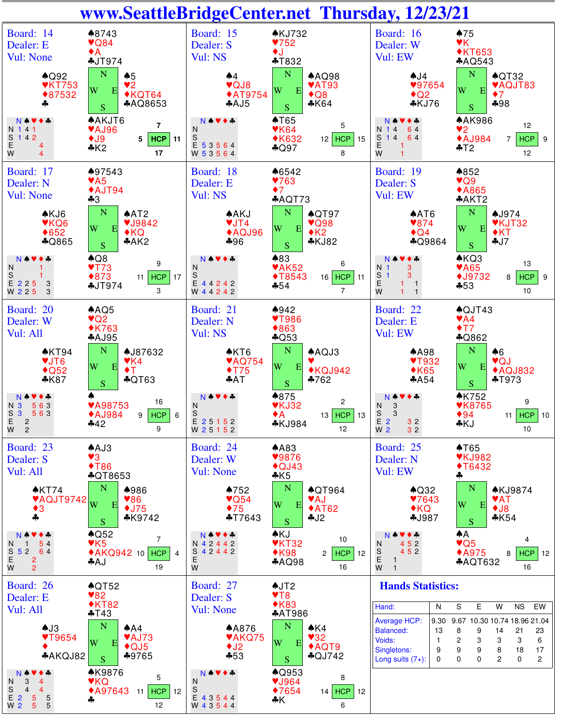# www.SeattleBridgeCenter.net Thursday, 12/23/21

## Board: 14
Dealer: E
Vul: None

North: ♠8743 ♥Q84 ♦A ♣JT974
West: ♠Q92 ♥KT753 ♦87532 ♣
East: ♠5 ♥2 ♦KQT64 ♣AQ8653
South: ♠AKJT6 ♥AJ96 ♦J9 ♣K2

HCP: N 7, W 5, E 11, S 17

| | N | ♠ | ♥ | ♦ | ♣ |
|---|---|---|---|---|---|
| N | 1 | 4 | 1 | | |
| S | 1 | 4 | 2 | | |
| E | | | | 4 | 4 |
| W | | | | 4 | 4 |

## Board: 15
Dealer: S
Vul: NS

North: ♠KJ732 ♥752 ♦J ♣T832
West: ♠4 ♥QJ8 ♦AT9754 ♣AJ5
East: ♠AQ98 ♥AT93 ♦Q8 ♣K64
South: ♠T65 ♥K64 ♦K632 ♣Q97

HCP: N 5, W 12, E 15, S 8

| | N | ♠ | ♥ | ♦ | ♣ |
|---|---|---|---|---|---|
| N | | | | | |
| S | | | | | |
| E | 5 | 3 | 5 | 6 | 4 |
| W | 5 | 3 | 5 | 6 | 4 |

## Board: 16
Dealer: W
Vul: EW

North: ♠75 ♥K ♦KT653 ♣AQ543
West: ♠J4 ♥97654 ♦Q2 ♣KJ76
East: ♠QT32 ♥AQJT83 ♦7 ♣98
South: ♠AK986 ♥2 ♦AJ984 ♣T2

HCP: N 12, W 7, E 9, S 12

| | N | ♠ | ♥ | ♦ | ♣ |
|---|---|---|---|---|---|
| N | 1 | 4 | | 6 | 4 |
| S | 1 | 4 | | 6 | 4 |
| E | | | 1 | | |
| W | | | 1 | | |

## Board: 17
Dealer: N
Vul: None

North: ♠97543 ♥A5 ♦AJT94 ♣3
West: ♠KJ6 ♥KQ6 ♦652 ♣Q865
East: ♠AT2 ♥J9842 ♦KQ ♣AK2
South: ♠Q8 ♥T73 ♦873 ♣JT974

HCP: N 9, W 11, E 17, S 3

| | N | ♠ | ♥ | ♦ | ♣ |
|---|---|---|---|---|---|
| N | | | | 1 | |
| S | | | | 1 | |
| E | 2 | 2 | 5 | | 3 |
| W | 2 | 2 | 5 | | 3 |

## Board: 18
Dealer: E
Vul: NS

North: ♠6542 ♥763 ♦7 ♣AQT73
West: ♠AKJ ♥JT4 ♦AQJ96 ♣96
East: ♠QT97 ♥Q98 ♦K2 ♣KJ82
South: ♠83 ♥AK52 ♦T8543 ♣54

HCP: N 6, W 16, E 11, S 7

| | N | ♠ | ♥ | ♦ | ♣ |
|---|---|---|---|---|---|
| N | | | | | |
| S | | | | | |
| E | 4 | 4 | 2 | 4 | 2 |
| W | 4 | 4 | 2 | 4 | 2 |

## Board: 19
Dealer: S
Vul: EW

North: ♠852 ♥Q9 ♦A865 ♣AKT2
West: ♠AT6 ♥874 ♦Q4 ♣Q9864
East: ♠J974 ♥KJT32 ♦KT ♣J7
South: ♠KQ3 ♥A65 ♦J9732 ♣53

HCP: N 13, W 8, E 9, S 10

| | N | ♠ | ♥ | ♦ | ♣ |
|---|---|---|---|---|---|
| N | 1 | | | 3 | |
| S | 1 | | | 3 | |
| E | | | 1 | | 1 |
| W | | | 1 | | 1 |

## Board: 20
Dealer: W
Vul: All

North: ♠AQ5 ♥Q2 ♦K763 ♣AJ95
West: ♠KT94 ♥JT6 ♦Q52 ♣K87
East: ♠J87632 ♥K4 ♦T ♣QT63
South: ♠ ♥A98753 ♦AJ984 ♣42

HCP: N 16, W 9, E 6, S 9

| | N | ♠ | ♥ | ♦ | ♣ |
|---|---|---|---|---|---|
| N | 3 | | 5 | 6 | 3 |
| S | 3 | | 5 | 6 | 3 |
| E | | 2 | | | |
| W | | 2 | | | |

## Board: 21
Dealer: N
Vul: NS

North: ♠942 ♥T986 ♦863 ♣Q53
West: ♠KT6 ♥AQ754 ♦T75 ♣AT
East: ♠AQJ3 ♥ ♦KQJ942 ♣762
South: ♠875 ♥KJ32 ♦A ♣KJ984

HCP: N 2, W 13, E 13, S 12

| | N | ♠ | ♥ | ♦ | ♣ |
|---|---|---|---|---|---|
| N | | | | | |
| S | | | | | |
| E | 2 | 5 | 1 | 5 | 2 |
| W | 2 | 5 | 1 | 5 | 2 |

## Board: 22
Dealer: E
Vul: EW

North: ♠QJT43 ♥A4 ♦T7 ♣Q862
West: ♠A98 ♥T932 ♦K65 ♣A54
East: ♠6 ♥QJ ♦AQJ832 ♣T973
South: ♠K752 ♥K8765 ♦94 ♣KJ

HCP: N 9, W 11, E 10, S 10

| | N | ♠ | ♥ | ♦ | ♣ |
|---|---|---|---|---|---|
| N | | 3 | | | |
| S | | 3 | | | |
| E | 2 | | | 3 | 2 |
| W | 2 | | | 3 | 2 |

## Board: 23
Dealer: S
Vul: All

North: ♠AJ3 ♥3 ♦T86 ♣QT8653
West: ♠KT74 ♥AQJT9742 ♦3 ♣
East: ♠986 ♥86 ♦J75 ♣K9742
South: ♠Q52 ♥K5 ♦AKQ942 ♣AJ

HCP: N 7, W 10, E 4, S 19

| | N | ♠ | ♥ | ♦ | ♣ |
|---|---|---|---|---|---|
| N | 1 | | | 5 | 4 |
| S | 5 | 2 | | 6 | 4 |
| E | | | 2 | | |
| W | | | 2 | | |

## Board: 24
Dealer: W
Vul: None

North: ♠A83 ♥9876 ♦QJ43 ♣K5
West: ♠752 ♥Q54 ♦75 ♣T7643
East: ♠QT964 ♥AJ ♦AT62 ♣J2
South: ♠KJ ♥KT32 ♦K98 ♣AQ98

HCP: N 10, W 2, E 12, S 16

| | N | ♠ | ♥ | ♦ | ♣ |
|---|---|---|---|---|---|
| N | 4 | 2 | 4 | 4 | 2 |
| S | 4 | 2 | 4 | 4 | 2 |
| E | | | | | |
| W | | | | | |

## Board: 25
Dealer: N
Vul: EW

North: ♠T65 ♥KJ982 ♦T6432 ♣
West: ♠Q32 ♥7643 ♦KQ ♣J987
East: ♠KJ9874 ♥AT ♦J8 ♣K54
South: ♠A ♥Q5 ♦A975 ♣AQT632

HCP: N 4, W 8, E 12, S 16

| | N | ♠ | ♥ | ♦ | ♣ |
|---|---|---|---|---|---|
| N | | | 4 | 5 | 2 |
| S | | | 4 | 5 | 2 |
| E | | 1 | | | |
| W | | 1 | | | |

## Board: 26
Dealer: E
Vul: All

North: ♠QT52 ♥82 ♦KT82 ♣T43
West: ♠J3 ♥T9654 ♦ ♣AKQJ82
East: ♠A4 ♥AJ73 ♦QJ5 ♣9765
South: ♠K9876 ♥KQ ♦A97643 ♣

HCP: N 5, W 11, E 12, S 12

| | N | ♠ | ♥ | ♦ | ♣ |
|---|---|---|---|---|---|
| N | | 3 | | 4 | |
| S | | 4 | | 4 | |
| E | 2 | | | 5 | 5 |
| W | 2 | | | 5 | 5 |

## Board: 27
Dealer: S
Vul: None

North: ♠JT2 ♥T8 ♦K83 ♣AT986
West: ♠A876 ♥AKQ75 ♦J2 ♣53
East: ♠K4 ♥32 ♦AQT9 ♣QJ742
South: ♠Q953 ♥J964 ♦7654 ♣K

HCP: N 8, W 14, E 12, S 6

| | N | ♠ | ♥ | ♦ | ♣ |
|---|---|---|---|---|---|
| N | | | | | |
| S | | | | | |
| E | 4 | 3 | 5 | 4 | 4 |
| W | 4 | 3 | 5 | 4 | 4 |

## Hands Statistics:

| Hand: | N | S | E | W | NS | EW |
|---|---|---|---|---|---|---|
| Average HCP: | 9.30 | 9.67 | 10.30 | 10.74 | 18.96 | 21.04 |
| Balanced: | 13 | 8 | 9 | 14 | 21 | 23 |
| Voids: | 1 | 2 | 3 | 3 | 3 | 6 |
| Singletons: | 9 | 9 | 9 | 8 | 18 | 17 |
| Long suits (7+): | 0 | 0 | 0 | 2 | 0 | 2 |